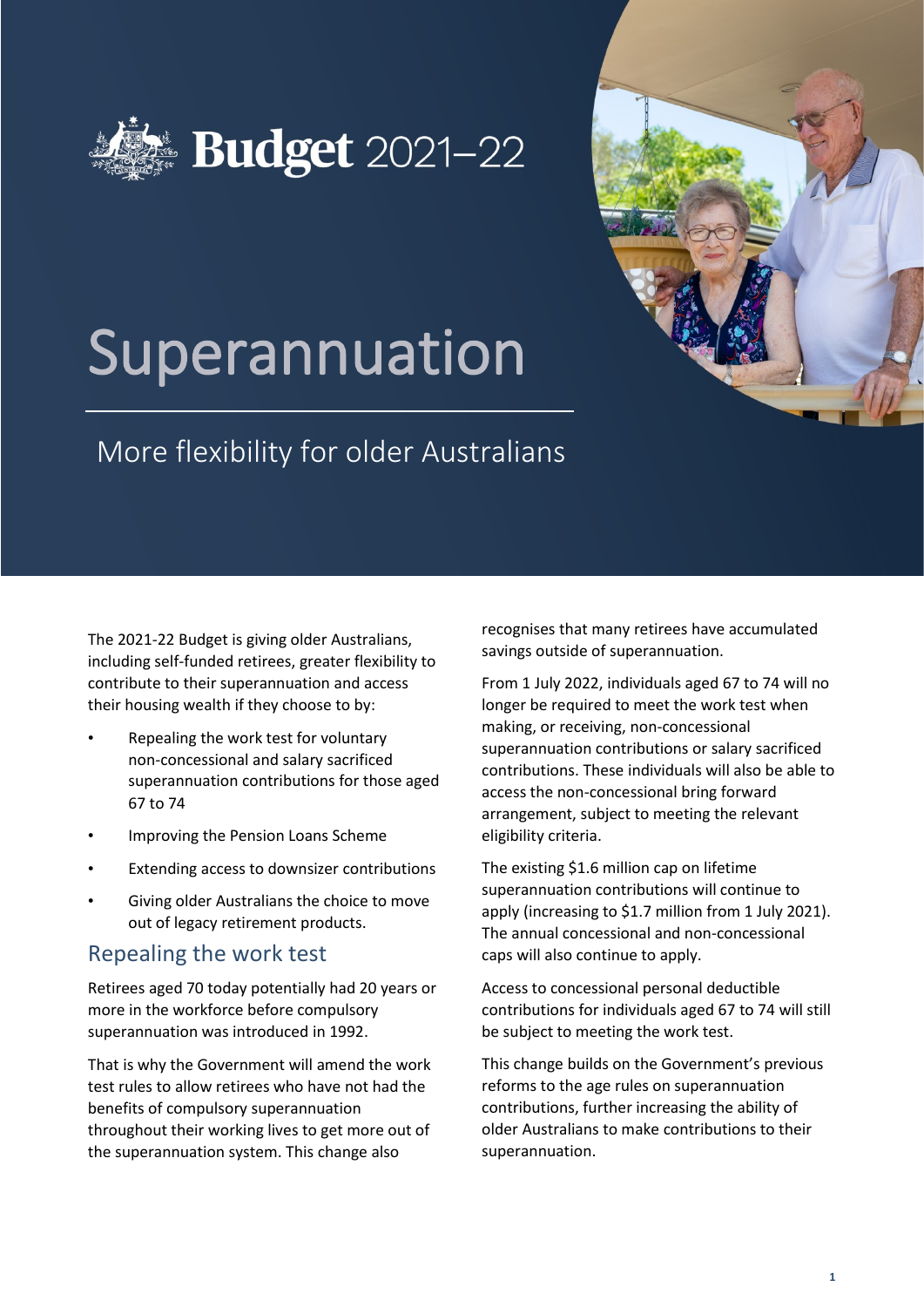# Budget 2021–22

# Superannuation

## More flexibility for older Australians

The 2021-22 Budget is giving older Australians, including self-funded retirees, greater flexibility to contribute to their superannuation and access their housing wealth if they choose to by:

- Repealing the work test for voluntary non-concessional and salary sacrificed superannuation contributions for those aged 67 to 74
- Improving the Pension Loans Scheme
- Extending access to downsizer contributions
- Giving older Australians the choice to move out of legacy retirement products.

## Repealing the work test

Retirees aged 70 today potentially had 20 years or more in the workforce before compulsory superannuation was introduced in 1992.

That is why the Government will amend the work test rules to allow retirees who have not had the benefits of compulsory superannuation throughout their working lives to get more out of the superannuation system. This change also recognises that many retirees have accumulated savings outside of superannuation.

From 1 July 2022, individuals aged 67 to 74 will no longer be required to meet the work test when making, or receiving, non-concessional superannuation contributions or salary sacrificed contributions. These individuals will also be able to access the non-concessional bring forward arrangement, subject to meeting the relevant eligibility criteria.

The existing $1.6 million cap on lifetime superannuation contributions will continue to apply (increasing to $1.7 million from 1 July 2021). The annual concessional and non-concessional caps will also continue to apply.

Access to concessional personal deductible contributions for individuals aged 67 to 74 will still be subject to meeting the work test.

This change builds on the Government's previous reforms to the age rules on superannuation contributions, further increasing the ability of older Australians to make contributions to their superannuation.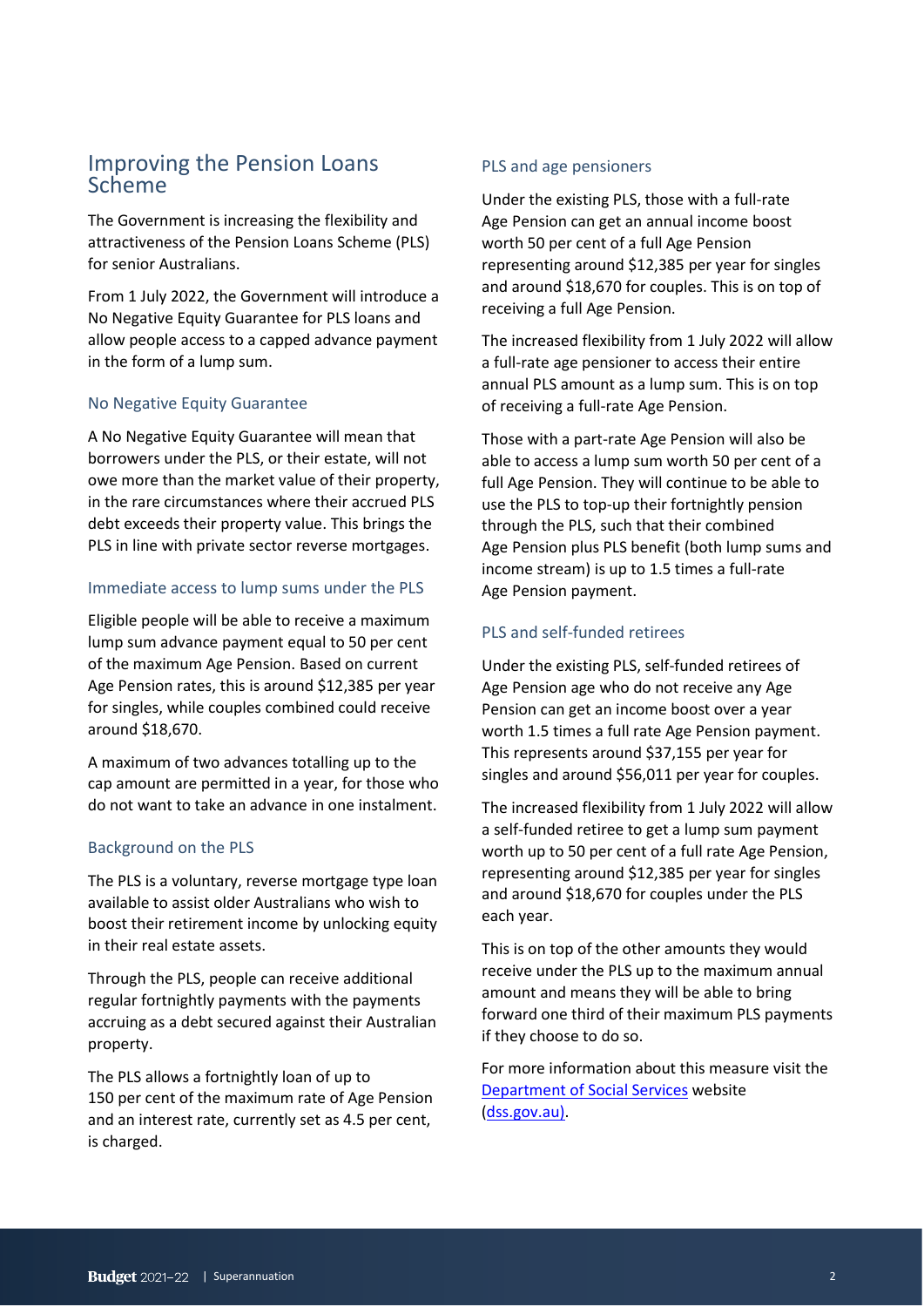## Improving the Pension Loans Scheme

The Government is increasing the flexibility and attractiveness of the Pension Loans Scheme (PLS) for senior Australians.

From 1 July 2022, the Government will introduce a No Negative Equity Guarantee for PLS loans and allow people access to a capped advance payment in the form of a lump sum.

### No Negative Equity Guarantee

A No Negative Equity Guarantee will mean that borrowers under the PLS, or their estate, will not owe more than the market value of their property, in the rare circumstances where their accrued PLS debt exceeds their property value. This brings the PLS in line with private sector reverse mortgages.

### Immediate access to lump sums under the PLS

Eligible people will be able to receive a maximum lump sum advance payment equal to 50 per cent of the maximum Age Pension. Based on current Age Pension rates, this is around $12,385 per year for singles, while couples combined could receive around $18,670.

A maximum of two advances totalling up to the cap amount are permitted in a year, for those who do not want to take an advance in one instalment.

### Background on the PLS

The PLS is a voluntary, reverse mortgage type loan available to assist older Australians who wish to boost their retirement income by unlocking equity in their real estate assets.

Through the PLS, people can receive additional regular fortnightly payments with the payments accruing as a debt secured against their Australian property.

The PLS allows a fortnightly loan of up to 150 per cent of the maximum rate of Age Pension and an interest rate, currently set as 4.5 per cent, is charged.

### PLS and age pensioners

Under the existing PLS, those with a full-rate Age Pension can get an annual income boost worth 50 per cent of a full Age Pension representing around $12,385 per year for singles and around $18,670 for couples. This is on top of receiving a full Age Pension.

The increased flexibility from 1 July 2022 will allow a full-rate age pensioner to access their entire annual PLS amount as a lump sum. This is on top of receiving a full-rate Age Pension.

Those with a part-rate Age Pension will also be able to access a lump sum worth 50 per cent of a full Age Pension. They will continue to be able to use the PLS to top-up their fortnightly pension through the PLS, such that their combined Age Pension plus PLS benefit (both lump sums and income stream) is up to 1.5 times a full-rate Age Pension payment.

### PLS and self-funded retirees

Under the existing PLS, self-funded retirees of Age Pension age who do not receive any Age Pension can get an income boost over a year worth 1.5 times a full rate Age Pension payment. This represents around $37,155 per year for singles and around $56,011 per year for couples.

The increased flexibility from 1 July 2022 will allow a self-funded retiree to get a lump sum payment worth up to 50 per cent of a full rate Age Pension, representing around $12,385 per year for singles and around $18,670 for couples under the PLS each year.

This is on top of the other amounts they would receive under the PLS up to the maximum annual amount and means they will be able to bring forward one third of their maximum PLS payments if they choose to do so.

For more information about this measure visit the [Department of Social Services](dss.gov.au) website (dss.gov.au).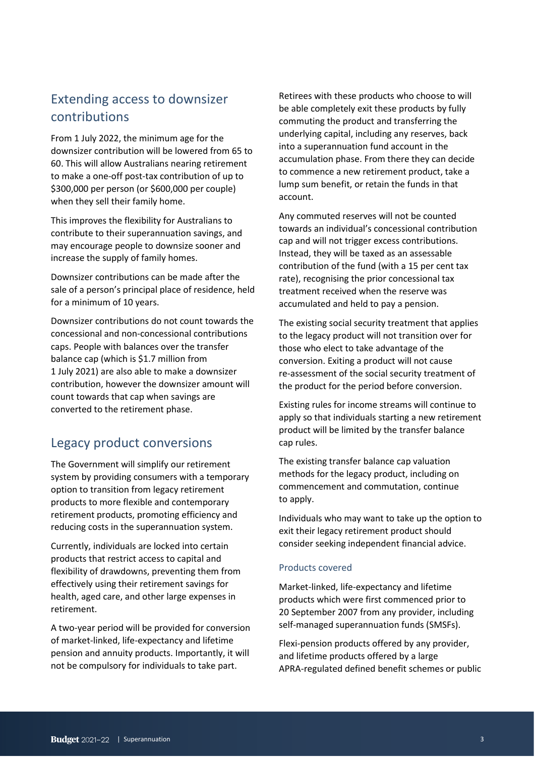## Extending access to downsizer contributions

From 1 July 2022, the minimum age for the downsizer contribution will be lowered from 65 to 60. This will allow Australians nearing retirement to make a one-off post-tax contribution of up to $300,000 per person (or $600,000 per couple) when they sell their family home.

This improves the flexibility for Australians to contribute to their superannuation savings, and may encourage people to downsize sooner and increase the supply of family homes.

Downsizer contributions can be made after the sale of a person's principal place of residence, held for a minimum of 10 years.

Downsizer contributions do not count towards the concessional and non-concessional contributions caps. People with balances over the transfer balance cap (which is $1.7 million from 1 July 2021) are also able to make a downsizer contribution, however the downsizer amount will count towards that cap when savings are converted to the retirement phase.

## Legacy product conversions

The Government will simplify our retirement system by providing consumers with a temporary option to transition from legacy retirement products to more flexible and contemporary retirement products, promoting efficiency and reducing costs in the superannuation system.

Currently, individuals are locked into certain products that restrict access to capital and flexibility of drawdowns, preventing them from effectively using their retirement savings for health, aged care, and other large expenses in retirement.

A two-year period will be provided for conversion of market-linked, life-expectancy and lifetime pension and annuity products. Importantly, it will not be compulsory for individuals to take part.

Retirees with these products who choose to will be able completely exit these products by fully commuting the product and transferring the underlying capital, including any reserves, back into a superannuation fund account in the accumulation phase. From there they can decide to commence a new retirement product, take a lump sum benefit, or retain the funds in that account.

Any commuted reserves will not be counted towards an individual's concessional contribution cap and will not trigger excess contributions. Instead, they will be taxed as an assessable contribution of the fund (with a 15 per cent tax rate), recognising the prior concessional tax treatment received when the reserve was accumulated and held to pay a pension.

The existing social security treatment that applies to the legacy product will not transition over for those who elect to take advantage of the conversion. Exiting a product will not cause re-assessment of the social security treatment of the product for the period before conversion.

Existing rules for income streams will continue to apply so that individuals starting a new retirement product will be limited by the transfer balance cap rules.

The existing transfer balance cap valuation methods for the legacy product, including on commencement and commutation, continue to apply.

Individuals who may want to take up the option to exit their legacy retirement product should consider seeking independent financial advice.

### Products covered

Market-linked, life-expectancy and lifetime products which were first commenced prior to 20 September 2007 from any provider, including self-managed superannuation funds (SMSFs).

Flexi-pension products offered by any provider, and lifetime products offered by a large APRA-regulated defined benefit schemes or public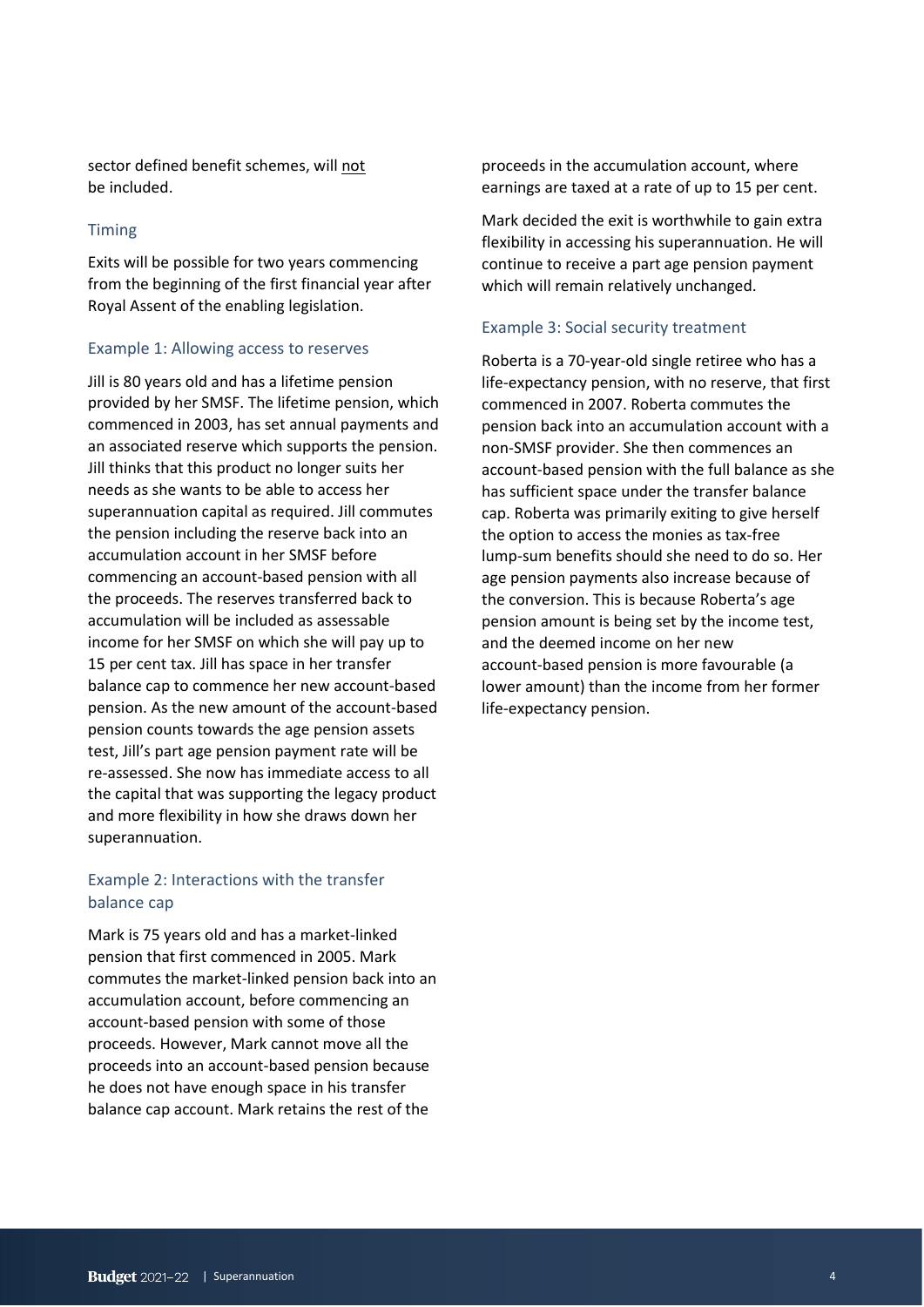sector defined benefit schemes, will not be included.

### Timing

Exits will be possible for two years commencing from the beginning of the first financial year after Royal Assent of the enabling legislation.

### Example 1: Allowing access to reserves

Jill is 80 years old and has a lifetime pension provided by her SMSF. The lifetime pension, which commenced in 2003, has set annual payments and an associated reserve which supports the pension. Jill thinks that this product no longer suits her needs as she wants to be able to access her superannuation capital as required. Jill commutes the pension including the reserve back into an accumulation account in her SMSF before commencing an account-based pension with all the proceeds. The reserves transferred back to accumulation will be included as assessable income for her SMSF on which she will pay up to 15 per cent tax. Jill has space in her transfer balance cap to commence her new account-based pension. As the new amount of the account-based pension counts towards the age pension assets test, Jill's part age pension payment rate will be re-assessed. She now has immediate access to all the capital that was supporting the legacy product and more flexibility in how she draws down her superannuation.

### Example 2: Interactions with the transfer balance cap

Mark is 75 years old and has a market-linked pension that first commenced in 2005. Mark commutes the market-linked pension back into an accumulation account, before commencing an account-based pension with some of those proceeds. However, Mark cannot move all the proceeds into an account-based pension because he does not have enough space in his transfer balance cap account. Mark retains the rest of the proceeds in the accumulation account, where earnings are taxed at a rate of up to 15 per cent.

Mark decided the exit is worthwhile to gain extra flexibility in accessing his superannuation. He will continue to receive a part age pension payment which will remain relatively unchanged.

### Example 3: Social security treatment

Roberta is a 70-year-old single retiree who has a life-expectancy pension, with no reserve, that first commenced in 2007. Roberta commutes the pension back into an accumulation account with a non-SMSF provider. She then commences an account-based pension with the full balance as she has sufficient space under the transfer balance cap. Roberta was primarily exiting to give herself the option to access the monies as tax-free lump-sum benefits should she need to do so. Her age pension payments also increase because of the conversion. This is because Roberta's age pension amount is being set by the income test, and the deemed income on her new account-based pension is more favourable (a lower amount) than the income from her former life-expectancy pension.